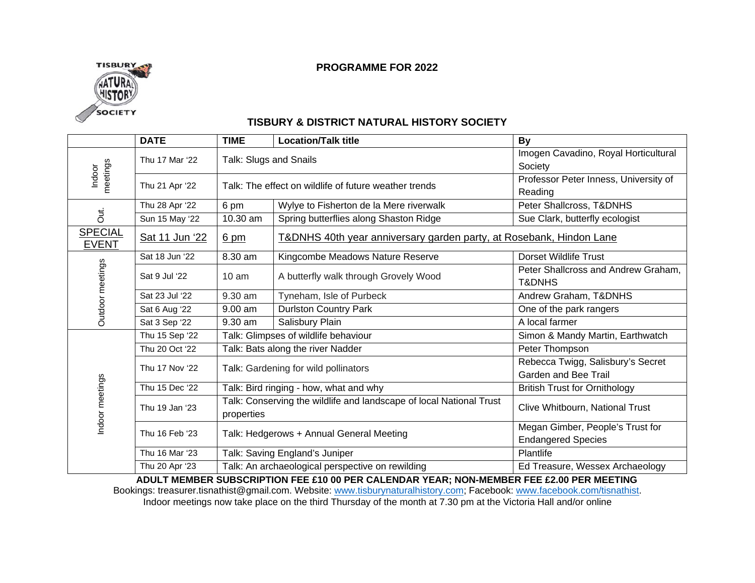## PROGRAMME FOR 2022

## TISBURY & DISTRICT NATURAL HISTORY SOCIETY

| | DATE | TIME | Location/Talk title | By |
|---|---|---|---|---|
| Indoor meetings | Thu 17 Mar '22 | Talk: Slugs and Snails | | Imogen Cavadino, Royal Horticultural Society |
| | Thu 21 Apr '22 | Talk: The effect on wildlife of future weather trends | | Professor Peter Inness, University of Reading |
| Out. | Thu 28 Apr '22 | 6 pm | Wylye to Fisherton de la Mere riverwalk | Peter Shallcross, T&DNHS |
| | Sun 15 May '22 | 10.30 am | Spring butterflies along Shaston Ridge | Sue Clark, butterfly ecologist |
| SPECIAL EVENT | Sat 11 Jun '22 | 6 pm | T&DNHS 40th year anniversary garden party, at Rosebank, Hindon Lane | |
| Outdoor meetings | Sat 18 Jun '22 | 8.30 am | Kingcombe Meadows Nature Reserve | Dorset Wildlife Trust |
| | Sat 9 Jul '22 | 10 am | A butterfly walk through Grovely Wood | Peter Shallcross and Andrew Graham, T&DNHS |
| | Sat 23 Jul '22 | 9.30 am | Tyneham, Isle of Purbeck | Andrew Graham, T&DNHS |
| | Sat 6 Aug '22 | 9.00 am | Durlston Country Park | One of the park rangers |
| | Sat 3 Sep '22 | 9.30 am | Salisbury Plain | A local farmer |
| Indoor meetings | Thu 15 Sep '22 | Talk: Glimpses of wildlife behaviour | | Simon & Mandy Martin, Earthwatch |
| | Thu 20 Oct '22 | Talk: Bats along the river Nadder | | Peter Thompson |
| | Thu 17 Nov '22 | Talk: Gardening for wild pollinators | | Rebecca Twigg, Salisbury's Secret Garden and Bee Trail |
| | Thu 15 Dec '22 | Talk: Bird ringing - how, what and why | | British Trust for Ornithology |
| | Thu 19 Jan '23 | Talk: Conserving the wildlife and landscape of local National Trust properties | | Clive Whitbourn, National Trust |
| | Thu 16 Feb '23 | Talk: Hedgerows + Annual General Meeting | | Megan Gimber, People's Trust for Endangered Species |
| | Thu 16 Mar '23 | Talk: Saving England's Juniper | | Plantlife |
| | Thu 20 Apr '23 | Talk: An archaeological perspective on rewilding | | Ed Treasure, Wessex Archaeology |

**ADULT MEMBER SUBSCRIPTION FEE £10 00 PER CALENDAR YEAR; NON-MEMBER FEE £2.00 PER MEETING**

Bookings: treasurer.tisnathist@gmail.com. Website: www.tisburynaturalhistory.com; Facebook: www.facebook.com/tisnathist.

Indoor meetings now take place on the third Thursday of the month at 7.30 pm at the Victoria Hall and/or online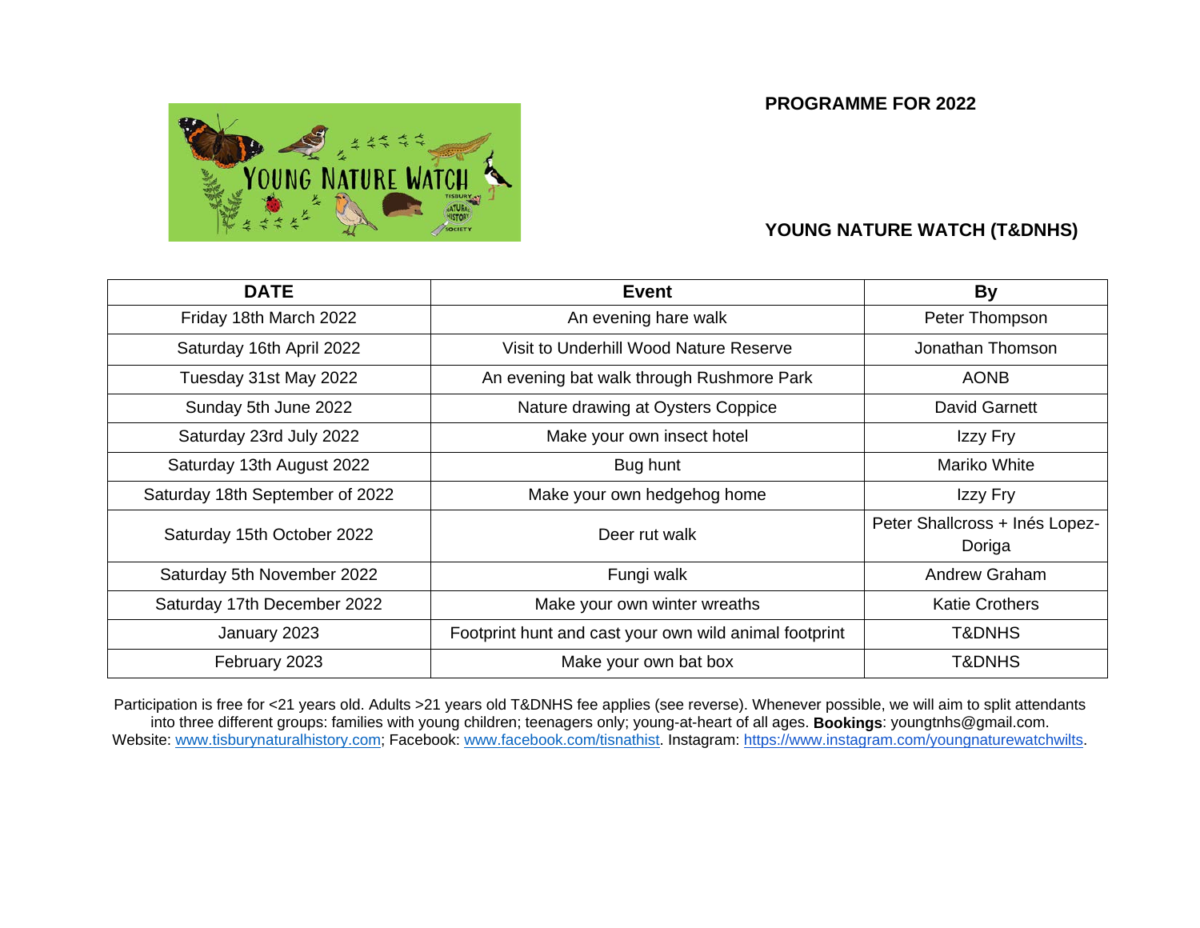**PROGRAMME FOR 2022**

**YOUNG NATURE WATCH (T&DNHS)**

| DATE | Event | By |
|---|---|---|
| Friday 18th March 2022 | An evening hare walk | Peter Thompson |
| Saturday 16th April 2022 | Visit to Underhill Wood Nature Reserve | Jonathan Thomson |
| Tuesday 31st May 2022 | An evening bat walk through Rushmore Park | AONB |
| Sunday 5th June 2022 | Nature drawing at Oysters Coppice | David Garnett |
| Saturday 23rd July 2022 | Make your own insect hotel | Izzy Fry |
| Saturday 13th August 2022 | Bug hunt | Mariko White |
| Saturday 18th September of 2022 | Make your own hedgehog home | Izzy Fry |
| Saturday 15th October 2022 | Deer rut walk | Peter Shallcross + Inés Lopez-Doriga |
| Saturday 5th November 2022 | Fungi walk | Andrew Graham |
| Saturday 17th December 2022 | Make your own winter wreaths | Katie Crothers |
| January 2023 | Footprint hunt and cast your own wild animal footprint | T&DNHS |
| February 2023 | Make your own bat box | T&DNHS |

Participation is free for <21 years old. Adults >21 years old T&DNHS fee applies (see reverse). Whenever possible, we will aim to split attendants into three different groups: families with young children; teenagers only; young-at-heart of all ages. **Bookings**: youngtnhs@gmail.com. Website: www.tisburynaturalhistory.com; Facebook: www.facebook.com/tisnathist. Instagram: https://www.instagram.com/youngnaturewatchwilts.